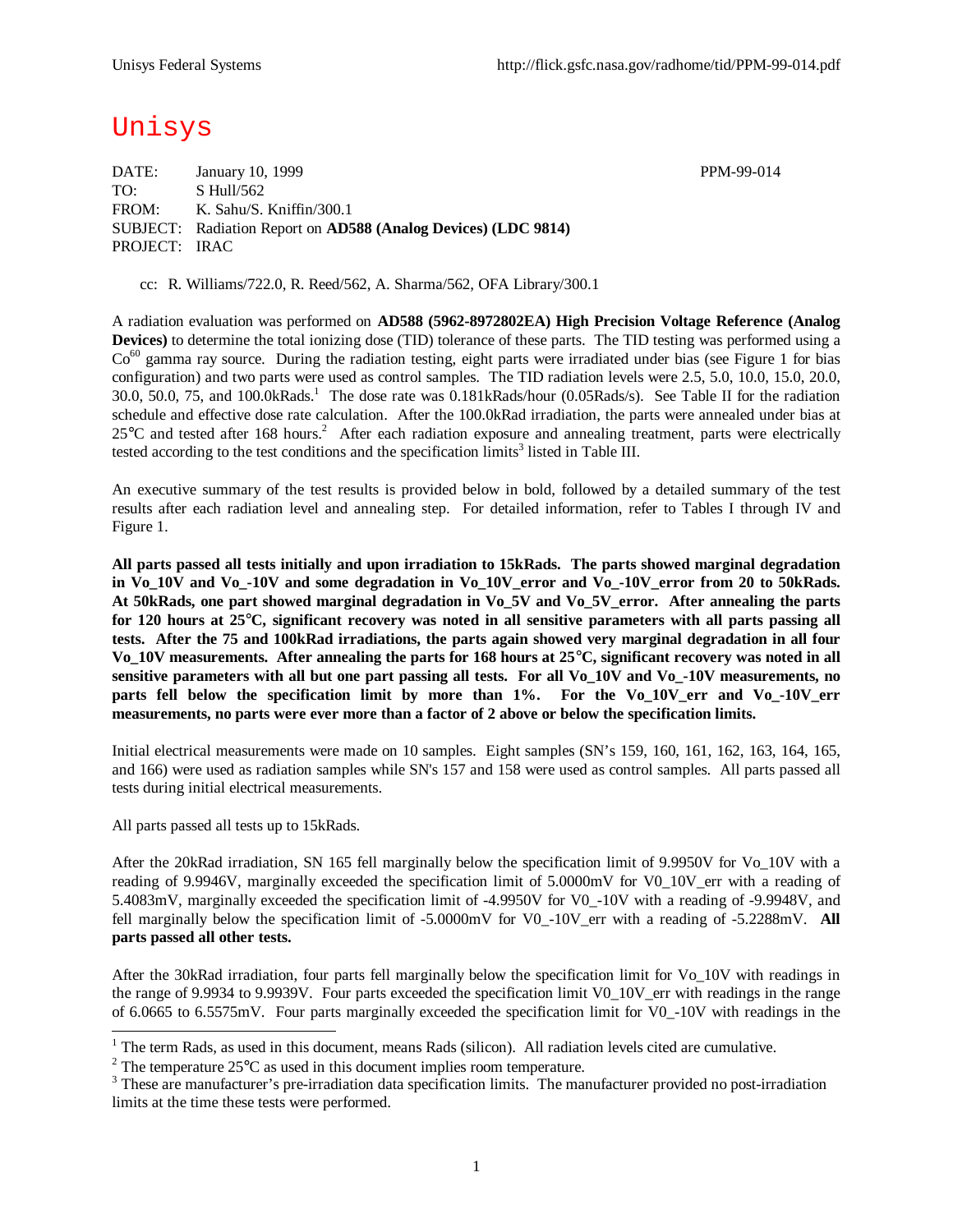Unisys

DATE: January 10, 1999 PPM-99-014
TO: S Hull/562
FROM: K. Sahu/S. Kniffin/300.1
SUBJECT: Radiation Report on **AD588 (Analog Devices) (LDC 9814)**
PROJECT: IRAC

cc: R. Williams/722.0, R. Reed/562, A. Sharma/562, OFA Library/300.1

A radiation evaluation was performed on **AD588 (5962-8972802EA) High Precision Voltage Reference (Analog Devices)** to determine the total ionizing dose (TID) tolerance of these parts. The TID testing was performed using a $Co^{60}$ gamma ray source. During the radiation testing, eight parts were irradiated under bias (see Figure 1 for bias configuration) and two parts were used as control samples. The TID radiation levels were 2.5, 5.0, 10.0, 15.0, 20.0, 30.0, 50.0, 75, and 100.0kRads.[1] The dose rate was 0.181kRads/hour (0.05Rads/s). See Table II for the radiation schedule and effective dose rate calculation. After the 100.0kRad irradiation, the parts were annealed under bias at 25°C and tested after 168 hours.[2] After each radiation exposure and annealing treatment, parts were electrically tested according to the test conditions and the specification limits[3] listed in Table III.

An executive summary of the test results is provided below in bold, followed by a detailed summary of the test results after each radiation level and annealing step. For detailed information, refer to Tables I through IV and Figure 1.

**All parts passed all tests initially and upon irradiation to 15kRads. The parts showed marginal degradation in Vo_10V and Vo_-10V and some degradation in Vo_10V_error and Vo_-10V_error from 20 to 50kRads. At 50kRads, one part showed marginal degradation in Vo_5V and Vo_5V_error. After annealing the parts for 120 hours at 25°C, significant recovery was noted in all sensitive parameters with all parts passing all tests. After the 75 and 100kRad irradiations, the parts again showed very marginal degradation in all four Vo_10V measurements. After annealing the parts for 168 hours at 25°C, significant recovery was noted in all sensitive parameters with all but one part passing all tests. For all Vo_10V and Vo_-10V measurements, no parts fell below the specification limit by more than 1%. For the Vo_10V_err and Vo_-10V_err measurements, no parts were ever more than a factor of 2 above or below the specification limits.**

Initial electrical measurements were made on 10 samples. Eight samples (SN's 159, 160, 161, 162, 163, 164, 165, and 166) were used as radiation samples while SN's 157 and 158 were used as control samples. All parts passed all tests during initial electrical measurements.

All parts passed all tests up to 15kRads.

After the 20kRad irradiation, SN 165 fell marginally below the specification limit of 9.9950V for Vo_10V with a reading of 9.9946V, marginally exceeded the specification limit of 5.0000mV for V0_10V_err with a reading of 5.4083mV, marginally exceeded the specification limit of -4.9950V for V0_-10V with a reading of -9.9948V, and fell marginally below the specification limit of -5.0000mV for V0_-10V_err with a reading of -5.2288mV. **All parts passed all other tests.**

After the 30kRad irradiation, four parts fell marginally below the specification limit for Vo_10V with readings in the range of 9.9934 to 9.9939V. Four parts exceeded the specification limit V0_10V_err with readings in the range of 6.0665 to 6.5575mV. Four parts marginally exceeded the specification limits for V0_-10V with readings in the

---

[1] The term Rads, as used in this document, means Rads (silicon). All radiation levels cited are cumulative.

[2] The temperature 25°C as used in this document implies room temperature.

[3] These are manufacturer's pre-irradiation data specification limits. The manufacturer provided no post-irradiation limits at the time these tests were performed.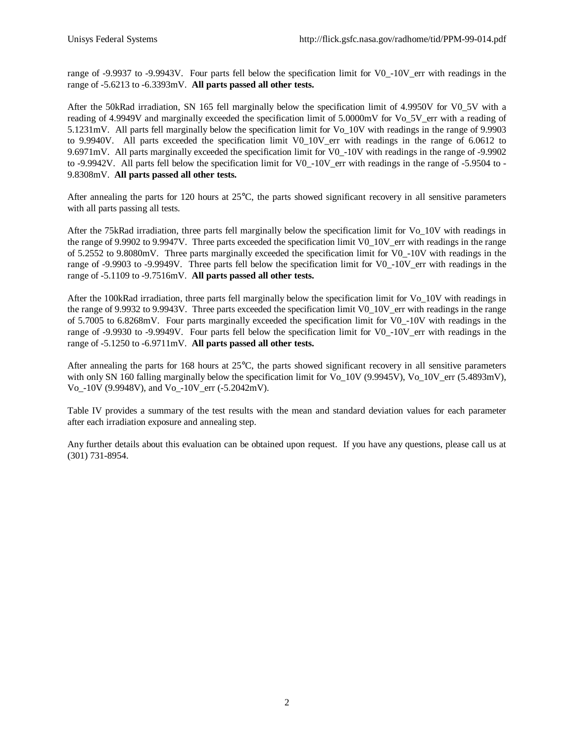range of -9.9937 to -9.9943V. Four parts fell below the specification limit for V0_-10V_err with readings in the range of -5.6213 to -6.3393mV. **All parts passed all other tests.**

After the 50kRad irradiation, SN 165 fell marginally below the specification limit of 4.9950V for V0_5V with a reading of 4.9949V and marginally exceeded the specification limit of 5.0000mV for Vo_5V_err with a reading of 5.1231mV. All parts fell marginally below the specification limit for Vo_10V with readings in the range of 9.9903 to 9.9940V. All parts exceeded the specification limit V0_10V_err with readings in the range of 6.0612 to 9.6971mV. All parts marginally exceeded the specification limit for V0_-10V with readings in the range of -9.9902 to -9.9942V. All parts fell below the specification limit for V0_-10V_err with readings in the range of -5.9504 to -9.8308mV. **All parts passed all other tests.**

After annealing the parts for 120 hours at 25°C, the parts showed significant recovery in all sensitive parameters with all parts passing all tests.

After the 75kRad irradiation, three parts fell marginally below the specification limit for Vo_10V with readings in the range of 9.9902 to 9.9947V. Three parts exceeded the specification limit V0_10V_err with readings in the range of 5.2552 to 9.8080mV. Three parts marginally exceeded the specification limit for V0_-10V with readings in the range of -9.9903 to -9.9949V. Three parts fell below the specification limit for V0_-10V_err with readings in the range of -5.1109 to -9.7516mV. **All parts passed all other tests.**

After the 100kRad irradiation, three parts fell marginally below the specification limit for Vo_10V with readings in the range of 9.9932 to 9.9943V. Three parts exceeded the specification limit V0_10V_err with readings in the range of 5.7005 to 6.8268mV. Four parts marginally exceeded the specification limit for V0_-10V with readings in the range of -9.9930 to -9.9949V. Four parts fell below the specification limit for V0_-10V_err with readings in the range of -5.1250 to -6.9711mV. **All parts passed all other tests.**

After annealing the parts for 168 hours at 25°C, the parts showed significant recovery in all sensitive parameters with only SN 160 falling marginally below the specification limit for Vo_10V (9.9945V), Vo_10V_err (5.4893mV), Vo_-10V (9.9948V), and Vo_-10V_err (-5.2042mV).

Table IV provides a summary of the test results with the mean and standard deviation values for each parameter after each irradiation exposure and annealing step.

Any further details about this evaluation can be obtained upon request. If you have any questions, please call us at (301) 731-8954.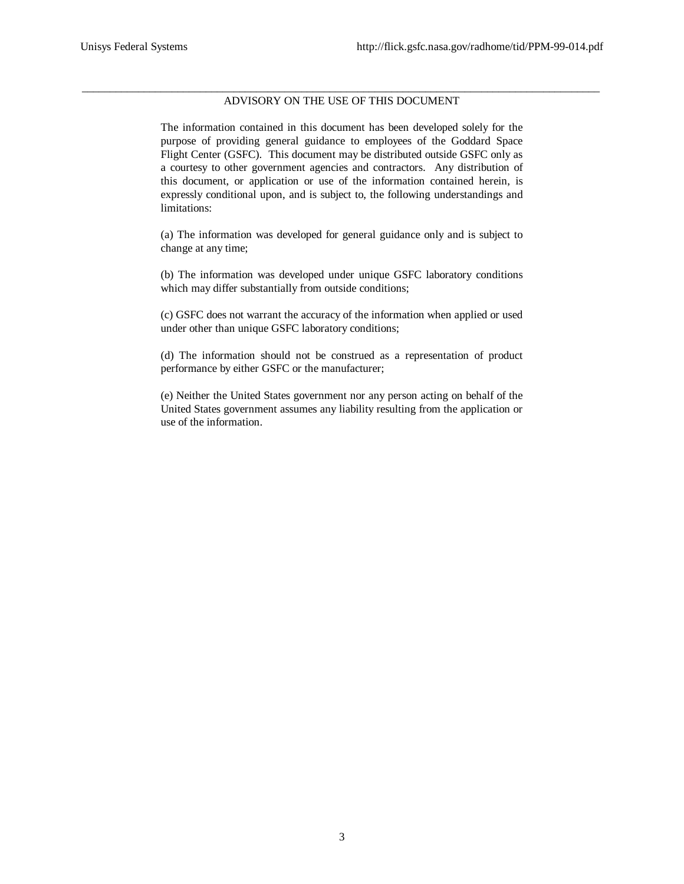## ADVISORY ON THE USE OF THIS DOCUMENT

The information contained in this document has been developed solely for the purpose of providing general guidance to employees of the Goddard Space Flight Center (GSFC). This document may be distributed outside GSFC only as a courtesy to other government agencies and contractors. Any distribution of this document, or application or use of the information contained herein, is expressly conditional upon, and is subject to, the following understandings and limitations:

(a) The information was developed for general guidance only and is subject to change at any time;

(b) The information was developed under unique GSFC laboratory conditions which may differ substantially from outside conditions;

(c) GSFC does not warrant the accuracy of the information when applied or used under other than unique GSFC laboratory conditions;

(d) The information should not be construed as a representation of product performance by either GSFC or the manufacturer;

(e) Neither the United States government nor any person acting on behalf of the United States government assumes any liability resulting from the application or use of the information.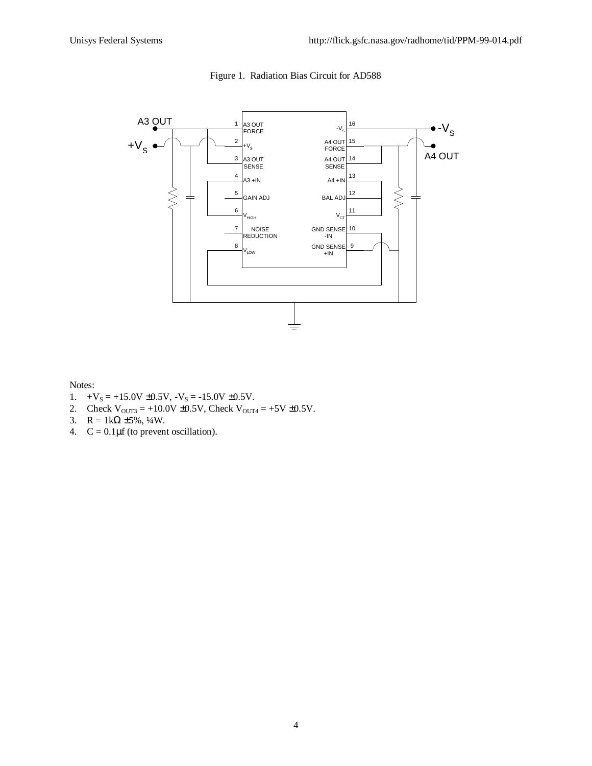Figure 1. Radiation Bias Circuit for AD588

Notes:

1. $+V_S = +15.0V \pm 0.5V$, $-V_S = -15.0V \pm 0.5V$.
2. Check $V_{OUT3} = +10.0V \pm 0.5V$, Check $V_{OUT4} = +5V \pm 0.5V$.
3. $R = 1k\Omega \pm 5\%$, ¼W.
4. $C = 0.1\mu f$ (to prevent oscillation).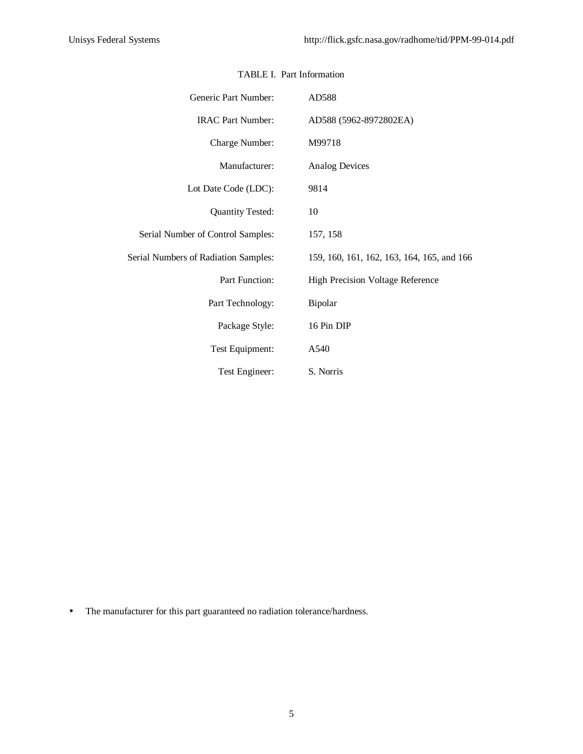TABLE I. Part Information

| | |
|---|---|
| Generic Part Number: | AD588 |
| IRAC Part Number: | AD588 (5962-8972802EA) |
| Charge Number: | M99718 |
| Manufacturer: | Analog Devices |
| Lot Date Code (LDC): | 9814 |
| Quantity Tested: | 10 |
| Serial Number of Control Samples: | 157, 158 |
| Serial Numbers of Radiation Samples: | 159, 160, 161, 162, 163, 164, 165, and 166 |
| Part Function: | High Precision Voltage Reference |
| Part Technology: | Bipolar |
| Package Style: | 16 Pin DIP |
| Test Equipment: | A540 |
| Test Engineer: | S. Norris |

- The manufacturer for this part guaranteed no radiation tolerance/hardness.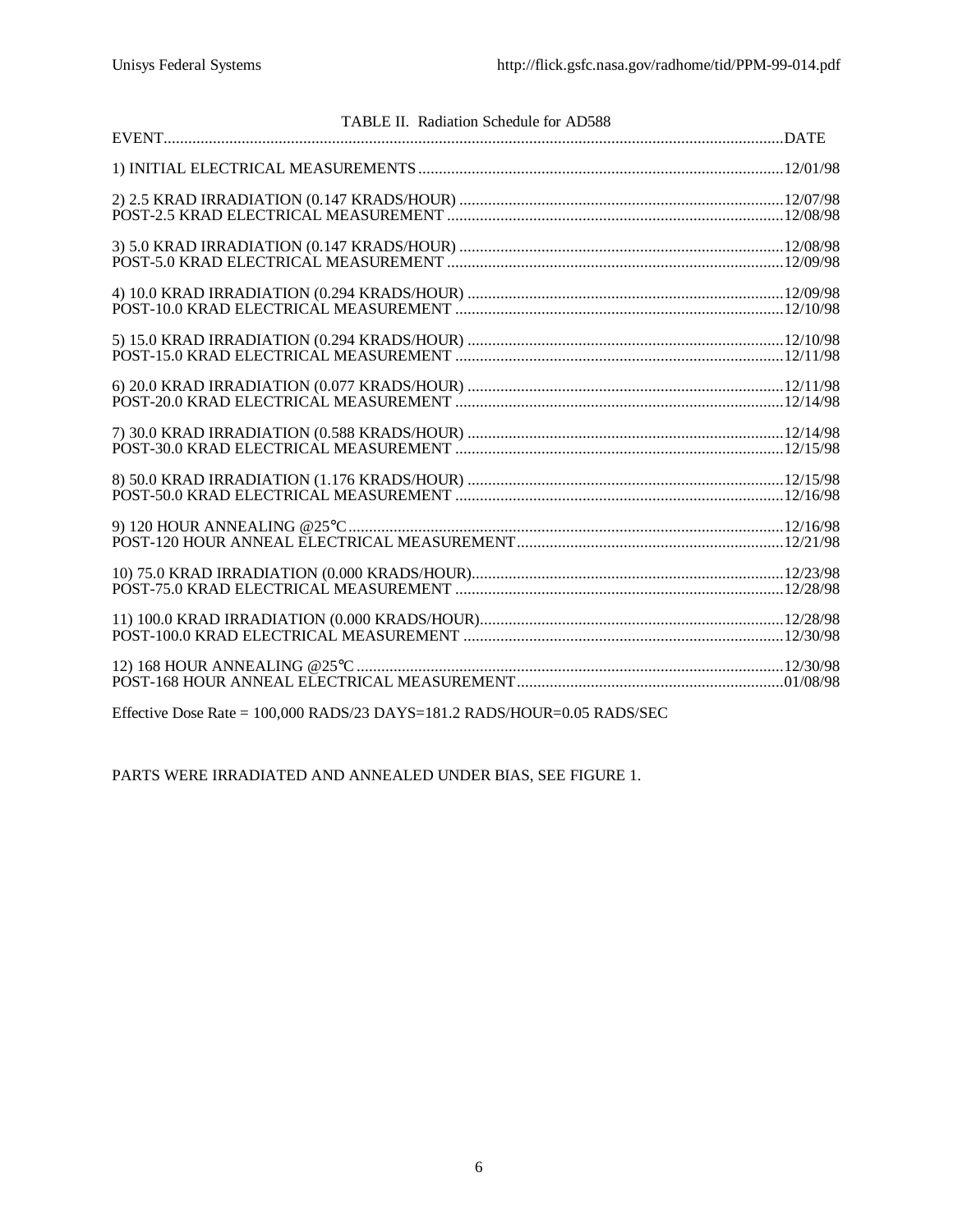TABLE II. Radiation Schedule for AD588

| EVENT | DATE |
| --- | --- |
| 1) INITIAL ELECTRICAL MEASUREMENTS | 12/01/98 |
| 2) 2.5 KRAD IRRADIATION (0.147 KRADS/HOUR) | 12/07/98 |
| POST-2.5 KRAD ELECTRICAL MEASUREMENT | 12/08/98 |
| 3) 5.0 KRAD IRRADIATION (0.147 KRADS/HOUR) | 12/08/98 |
| POST-5.0 KRAD ELECTRICAL MEASUREMENT | 12/09/98 |
| 4) 10.0 KRAD IRRADIATION (0.294 KRADS/HOUR) | 12/09/98 |
| POST-10.0 KRAD ELECTRICAL MEASUREMENT | 12/10/98 |
| 5) 15.0 KRAD IRRADIATION (0.294 KRADS/HOUR) | 12/10/98 |
| POST-15.0 KRAD ELECTRICAL MEASUREMENT | 12/11/98 |
| 6) 20.0 KRAD IRRADIATION (0.077 KRADS/HOUR) | 12/11/98 |
| POST-20.0 KRAD ELECTRICAL MEASUREMENT | 12/14/98 |
| 7) 30.0 KRAD IRRADIATION (0.588 KRADS/HOUR) | 12/14/98 |
| POST-30.0 KRAD ELECTRICAL MEASUREMENT | 12/15/98 |
| 8) 50.0 KRAD IRRADIATION (1.176 KRADS/HOUR) | 12/15/98 |
| POST-50.0 KRAD ELECTRICAL MEASUREMENT | 12/16/98 |
| 9) 120 HOUR ANNEALING @25°C | 12/16/98 |
| POST-120 HOUR ANNEAL ELECTRICAL MEASUREMENT | 12/21/98 |
| 10) 75.0 KRAD IRRADIATION (0.000 KRADS/HOUR) | 12/23/98 |
| POST-75.0 KRAD ELECTRICAL MEASUREMENT | 12/28/98 |
| 11) 100.0 KRAD IRRADIATION (0.000 KRADS/HOUR) | 12/28/98 |
| POST-100.0 KRAD ELECTRICAL MEASUREMENT | 12/30/98 |
| 12) 168 HOUR ANNEALING @25°C | 12/30/98 |
| POST-168 HOUR ANNEAL ELECTRICAL MEASUREMENT | 01/08/98 |

Effective Dose Rate = 100,000 RADS/23 DAYS=181.2 RADS/HOUR=0.05 RADS/SEC

PARTS WERE IRRADIATED AND ANNEALED UNDER BIAS, SEE FIGURE 1.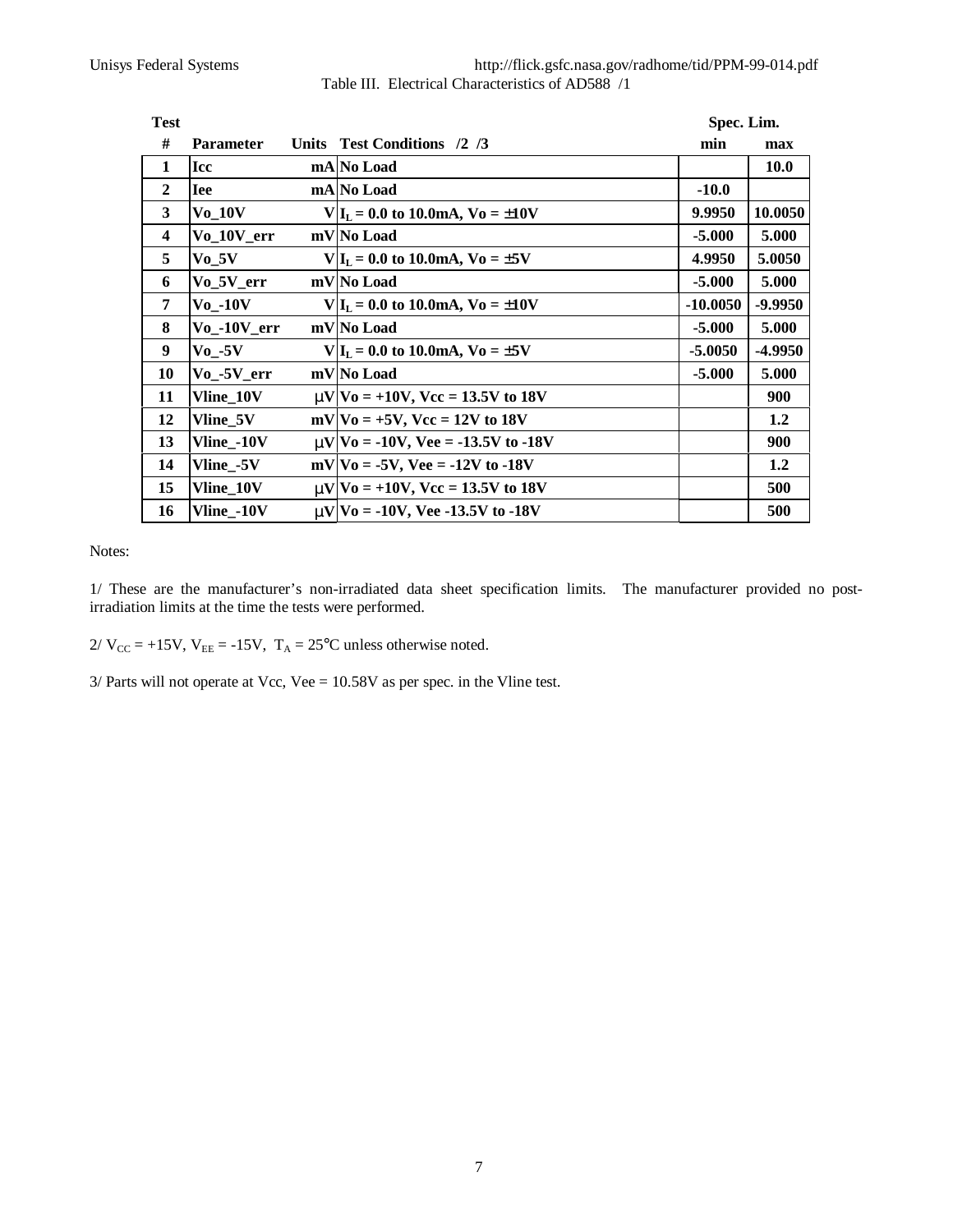Table III. Electrical Characteristics of AD588 /1

| Test # | Parameter | Units | Test Conditions /2 /3 | Spec. Lim. min | Spec. Lim. max |
|---|---|---|---|---|---|
| 1 | Icc | mA | No Load | | 10.0 |
| 2 | Iee | mA | No Load | -10.0 | |
| 3 | Vo_10V | V | $I_L$ = 0.0 to 10.0mA, Vo = ±10V | 9.9950 | 10.0050 |
| 4 | Vo_10V_err | mV | No Load | -5.000 | 5.000 |
| 5 | Vo_5V | V | $I_L$ = 0.0 to 10.0mA, Vo = ±5V | 4.9950 | 5.0050 |
| 6 | Vo_5V_err | mV | No Load | -5.000 | 5.000 |
| 7 | Vo_-10V | V | $I_L$ = 0.0 to 10.0mA, Vo = ±10V | -10.0050 | -9.9950 |
| 8 | Vo_-10V_err | mV | No Load | -5.000 | 5.000 |
| 9 | Vo_-5V | V | $I_L$ = 0.0 to 10.0mA, Vo = ±5V | -5.0050 | -4.9950 |
| 10 | Vo_-5V_err | mV | No Load | -5.000 | 5.000 |
| 11 | Vline_10V | μV | Vo = +10V, Vcc = 13.5V to 18V | | 900 |
| 12 | Vline_5V | mV | Vo = +5V, Vcc = 12V to 18V | | 1.2 |
| 13 | Vline_-10V | μV | Vo = -10V, Vee = -13.5V to -18V | | 900 |
| 14 | Vline_-5V | mV | Vo = -5V, Vee = -12V to -18V | | 1.2 |
| 15 | Vline_10V | μV | Vo = +10V, Vcc = 13.5V to 18V | | 500 |
| 16 | Vline_-10V | μV | Vo = -10V, Vee -13.5V to -18V | | 500 |

Notes:

1/ These are the manufacturer's non-irradiated data sheet specification limits. The manufacturer provided no post-irradiation limits at the time the tests were performed.

2/ $V_{CC}$ = +15V, $V_{EE}$ = -15V, $T_A$ = 25°C unless otherwise noted.

3/ Parts will not operate at Vcc, Vee = 10.58V as per spec. in the Vline test.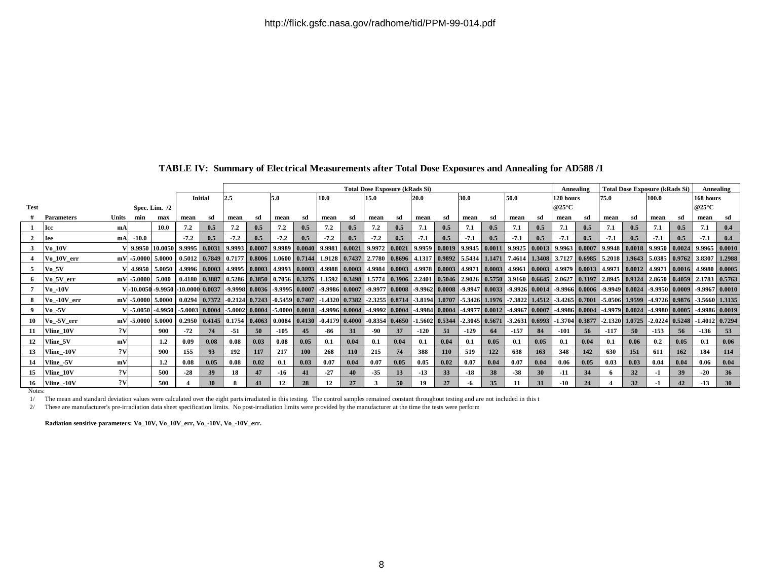http://flick.gsfc.nasa.gov/radhome/tid/PPM-99-014.pdf

**TABLE IV: Summary of Electrical Measurements after Total Dose Exposures and Annealing for AD588 /1**

| | | | | | | | Total Dose Exposure (kRads Si) | | | | | | | | | | | | | | Annealing | | Total Dose Exposure (kRads Si) | | | | Annealing | |
|---|---|---|---|---|---|---|---|---|---|---|---|---|---|---|---|---|---|---|---|---|---|---|---|---|---|---|---|---|
| | | | | | Initial | | 2.5 | | 5.0 | | 10.0 | | 15.0 | | 20.0 | | 30.0 | | 50.0 | | 120 hours @25°C | | 75.0 | | 100.0 | | 168 hours @25°C | |
| Test # | Parameters | Units | Spec. Lim. /2 min | max | mean | sd | mean | sd | mean | sd | mean | sd | mean | sd | mean | sd | mean | sd | mean | sd | mean | sd | mean | sd | mean | sd | mean | sd |
| 1 | Icc | mA | | 10.0 | 7.2 | 0.5 | 7.2 | 0.5 | 7.2 | 0.5 | 7.2 | 0.5 | 7.2 | 0.5 | 7.1 | 0.5 | 7.1 | 0.5 | 7.1 | 0.5 | 7.1 | 0.5 | 7.1 | 0.5 | 7.1 | 0.5 | 7.1 | 0.4 |
| 2 | Iee | mA | -10.0 | | -7.2 | 0.5 | -7.2 | 0.5 | -7.2 | 0.5 | -7.2 | 0.5 | -7.2 | 0.5 | -7.1 | 0.5 | -7.1 | 0.5 | -7.1 | 0.5 | -7.1 | 0.5 | -7.1 | 0.5 | -7.1 | 0.5 | -7.1 | 0.4 |
| 3 | Vo_10V | V | 9.9950 | 10.0050 | 9.9995 | 0.0031 | 9.9993 | 0.0007 | 9.9989 | 0.0040 | 9.9981 | 0.0021 | 9.9972 | 0.0021 | 9.9959 | 0.0019 | 9.9945 | 0.0011 | 9.9925 | 0.0013 | 9.9963 | 0.0007 | 9.9948 | 0.0018 | 9.9950 | 0.0024 | 9.9965 | 0.0010 |
| 4 | Vo_10V_err | mV | -5.0000 | 5.0000 | 0.5012 | 0.7849 | 0.7177 | 0.8006 | 1.0600 | 0.7144 | 1.9128 | 0.7437 | 2.7780 | 0.8696 | 4.1317 | 0.9892 | 5.5434 | 1.1471 | 7.4614 | 1.3408 | 3.7127 | 0.6985 | 5.2018 | 1.9643 | 5.0385 | 0.9762 | 3.8307 | 1.2988 |
| 5 | Vo_5V | V | 4.9950 | 5.0050 | 4.9996 | 0.0003 | 4.9995 | 0.0003 | 4.9993 | 0.0003 | 4.9988 | 0.0003 | 4.9984 | 0.0003 | 4.9978 | 0.0003 | 4.9971 | 0.0003 | 4.9961 | 0.0003 | 4.9979 | 0.0013 | 4.9971 | 0.0012 | 4.9971 | 0.0016 | 4.9980 | 0.0005 |
| 6 | Vo_5V_err | mV | -5.0000 | 5.000 | 0.4180 | 0.3887 | 0.5286 | 0.3850 | 0.7056 | 0.3276 | 1.1592 | 0.3498 | 1.5774 | 0.3906 | 2.2401 | 0.5046 | 2.9026 | 0.5750 | 3.9160 | 0.6645 | 2.0627 | 0.3197 | 2.8945 | 0.9124 | 2.8650 | 0.4059 | 2.1783 | 0.5763 |
| 7 | Vo_-10V | V | -10.0050 | -9.9950 | -10.0000 | 0.0037 | -9.9998 | 0.0036 | -9.9995 | 0.0007 | -9.9986 | 0.0007 | -9.9977 | 0.0008 | -9.9962 | 0.0008 | -9.9947 | 0.0033 | -9.9926 | 0.0014 | -9.9966 | 0.0006 | -9.9949 | 0.0024 | -9.9950 | 0.0009 | -9.9967 | 0.0010 |
| 8 | Vo_-10V_err | mV | -5.0000 | 5.0000 | 0.0294 | 0.7372 | -0.2124 | 0.7243 | -0.5459 | 0.7407 | -1.4320 | 0.7382 | -2.3255 | 0.8714 | -3.8194 | 1.0707 | -5.3426 | 1.1976 | -7.3822 | 1.4512 | -3.4265 | 0.7001 | -5.0506 | 1.9599 | -4.9726 | 0.9876 | -3.5660 | 1.3135 |
| 9 | Vo_-5V | V | -5.0050 | -4.9950 | -5.0003 | 0.0004 | -5.0002 | 0.0004 | -5.0000 | 0.0018 | -4.9996 | 0.0004 | -4.9992 | 0.0004 | -4.9984 | 0.0004 | -4.9977 | 0.0012 | -4.9967 | 0.0007 | -4.9986 | 0.0004 | -4.9979 | 0.0024 | -4.9980 | 0.0005 | -4.9986 | 0.0019 |
| 10 | Vo_-5V_err | mV | -5.0000 | 5.0000 | 0.2950 | 0.4145 | 0.1754 | 0.4063 | 0.0084 | 0.4130 | -0.4179 | 0.4000 | -0.8354 | 0.4650 | -1.5602 | 0.5344 | -2.3045 | 0.5671 | -3.2631 | 0.6993 | -1.3704 | 0.3877 | -2.1320 | 1.0725 | -2.0224 | 0.5248 | -1.4012 | 0.7294 |
| 11 | Vline_10V | ?V | | 900 | -72 | 74 | -51 | 50 | -105 | 45 | -86 | 31 | -90 | 37 | -120 | 51 | -129 | 64 | -157 | 84 | -101 | 56 | -117 | 50 | -153 | 56 | -136 | 53 |
| 12 | Vline_5V | mV | | 1.2 | 0.09 | 0.08 | 0.08 | 0.03 | 0.08 | 0.05 | 0.1 | 0.04 | 0.1 | 0.04 | 0.1 | 0.04 | 0.1 | 0.05 | 0.1 | 0.05 | 0.1 | 0.04 | 0.1 | 0.06 | 0.2 | 0.05 | 0.1 | 0.06 |
| 13 | Vline_-10V | ?V | | 900 | 155 | 93 | 192 | 117 | 217 | 100 | 268 | 110 | 215 | 74 | 388 | 110 | 519 | 122 | 638 | 163 | 348 | 142 | 630 | 151 | 611 | 162 | 184 | 114 |
| 14 | Vline_-5V | mV | | 1.2 | 0.08 | 0.05 | 0.08 | 0.02 | 0.1 | 0.03 | 0.07 | 0.04 | 0.07 | 0.05 | 0.05 | 0.02 | 0.07 | 0.04 | 0.07 | 0.04 | 0.06 | 0.05 | 0.03 | 0.03 | 0.04 | 0.04 | 0.06 | 0.04 |
| 15 | Vline_10V | ?V | | 500 | -28 | 39 | 18 | 47 | -16 | 41 | -27 | 40 | -35 | 13 | -13 | 33 | -18 | 38 | -38 | 30 | -11 | 34 | 6 | 32 | -1 | 39 | -20 | 36 |
| 16 | Vline_-10V | ?V | | 500 | 4 | 30 | 8 | 41 | 12 | 28 | 12 | 27 | 3 | 50 | 19 | 27 | -6 | 35 | 11 | 31 | -10 | 24 | 4 | 32 | -1 | 42 | -13 | 30 |

Notes:

1/ The mean and standard deviation values were calculated over the eight parts irradiated in this testing. The control samples remained constant throughout testing and are not included in this t

2/ These are manufacturer's pre-irradiation data sheet specification limits. No post-irradiation limits were provided by the manufacturer at the time the tests were perform

**Radiation sensitive parameters: Vo_10V, Vo_10V_err, Vo_-10V, Vo_-10V_err.**